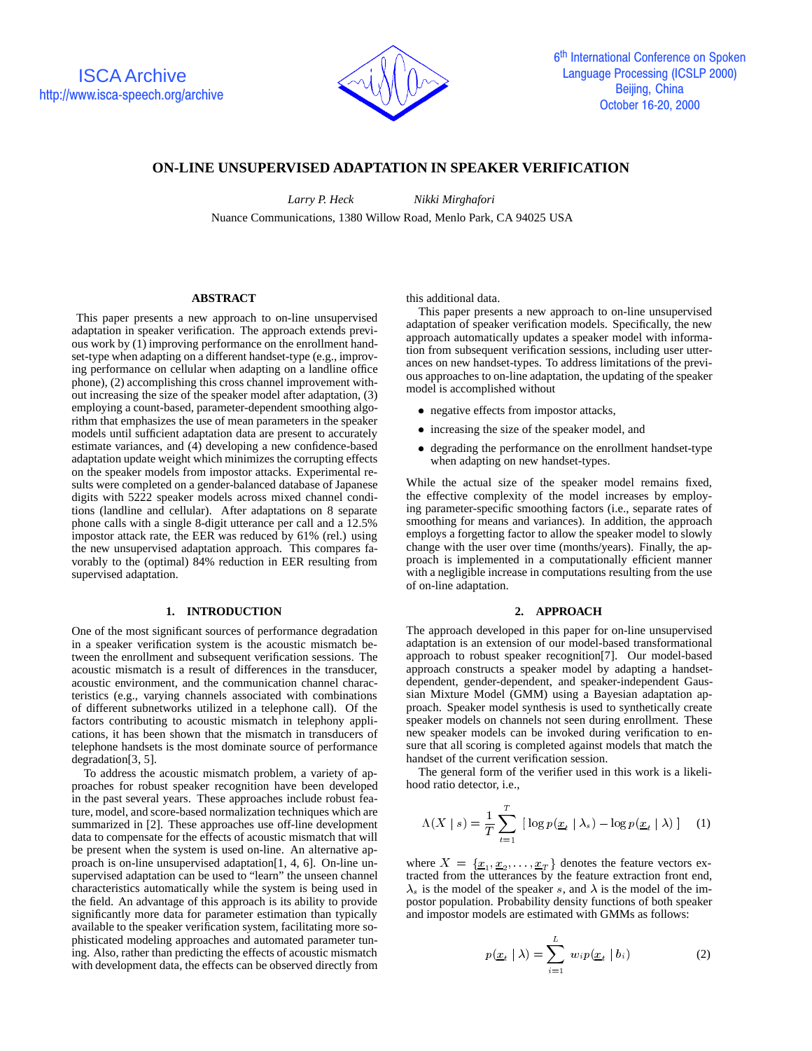# ON-LINE UNSUPERVISED ADAPTATION IN SPEAKER VERIFICATION

*Larry P. Heck* *Nikki Mirghafori*

Nuance Communications, 1380 Willow Road, Menlo Park, CA 94025 USA

## ABSTRACT

This paper presents a new approach to on-line unsupervised adaptation in speaker verification. The approach extends previous work by (1) improving performance on the enrollment handset-type when adapting on a different handset-type (e.g., improving performance on cellular when adapting on a landline office phone), (2) accomplishing this cross channel improvement without increasing the size of the speaker model after adaptation, (3) employing a count-based, parameter-dependent smoothing algorithm that emphasizes the use of mean parameters in the speaker models until sufficient adaptation data are present to accurately estimate variances, and (4) developing a new confidence-based adaptation update weight which minimizes the corrupting effects on the speaker models from impostor attacks. Experimental results were completed on a gender-balanced database of Japanese digits with 5222 speaker models across mixed channel conditions (landline and cellular). After adaptations on 8 separate phone calls with a single 8-digit utterance per call and a 12.5% impostor attack rate, the EER was reduced by 61% (rel.) using the new unsupervised adaptation approach. This compares favorably to the (optimal) 84% reduction in EER resulting from supervised adaptation.

## 1. INTRODUCTION

One of the most significant sources of performance degradation in a speaker verification system is the acoustic mismatch between the enrollment and subsequent verification sessions. The acoustic mismatch is a result of differences in the transducer, acoustic environment, and the communication channel characteristics (e.g., varying channels associated with combinations of different subnetworks utilized in a telephone call). Of the factors contributing to acoustic mismatch in telephony applications, it has been shown that the mismatch in transducers of telephone handsets is the most dominate source of performance degradation[3, 5].

To address the acoustic mismatch problem, a variety of approaches for robust speaker recognition have been developed in the past several years. These approaches include robust feature, model, and score-based normalization techniques which are summarized in [2]. These approaches use off-line development data to compensate for the effects of acoustic mismatch that will be present when the system is used on-line. An alternative approach is on-line unsupervised adaptation[1, 4, 6]. On-line unsupervised adaptation can be used to "learn" the unseen channel characteristics automatically while the system is being used in the field. An advantage of this approach is its ability to provide significantly more data for parameter estimation than typically available to the speaker verification system, facilitating more sophisticated modeling approaches and automated parameter tuning. Also, rather than predicting the effects of acoustic mismatch with development data, the effects can be observed directly from this additional data.

This paper presents a new approach to on-line unsupervised adaptation of speaker verification models. Specifically, the new approach automatically updates a speaker model with information from subsequent verification sessions, including user utterances on new handset-types. To address limitations of the previous approaches to on-line adaptation, the updating of the speaker model is accomplished without

- negative effects from impostor attacks,
- increasing the size of the speaker model, and
- degrading the performance on the enrollment handset-type when adapting on new handset-types.

While the actual size of the speaker model remains fixed, the effective complexity of the model increases by employing parameter-specific smoothing factors (i.e., separate rates of smoothing for means and variances). In addition, the approach employs a forgetting factor to allow the speaker model to slowly change with the user over time (months/years). Finally, the approach is implemented in a computationally efficient manner with a negligible increase in computations resulting from the use of on-line adaptation.

## 2. APPROACH

The approach developed in this paper for on-line unsupervised adaptation is an extension of our model-based transformational approach to robust speaker recognition[7]. Our model-based approach constructs a speaker model by adapting a handset-dependent, gender-dependent, and speaker-independent Gaussian Mixture Model (GMM) using a Bayesian adaptation approach. Speaker model synthesis is used to synthetically create speaker models on channels not seen during enrollment. These new speaker models can be invoked during verification to ensure that all scoring is completed against models that match the handset of the current verification session.

The general form of the verifier used in this work is a likelihood ratio detector, i.e.,

$$\Lambda(X \mid s) = \frac{1}{T} \sum_{t=1}^{T} \left[ \log p(\underline{x}_t \mid \lambda_s) - \log p(\underline{x}_t \mid \lambda) \right] \quad (1)$$

where $X = \{\underline{x}_1, \underline{x}_2, \ldots, \underline{x}_T\}$ denotes the feature vectors extracted from the utterances by the feature extraction front end, $\lambda_s$ is the model of the speaker $s$, and $\lambda$ is the model of the impostor population. Probability density functions of both speaker and impostor models are estimated with GMMs as follows:

$$p(\underline{x}_t \mid \lambda) = \sum_{i=1}^{L} w_i p(\underline{x}_t \mid b_i) \quad (2)$$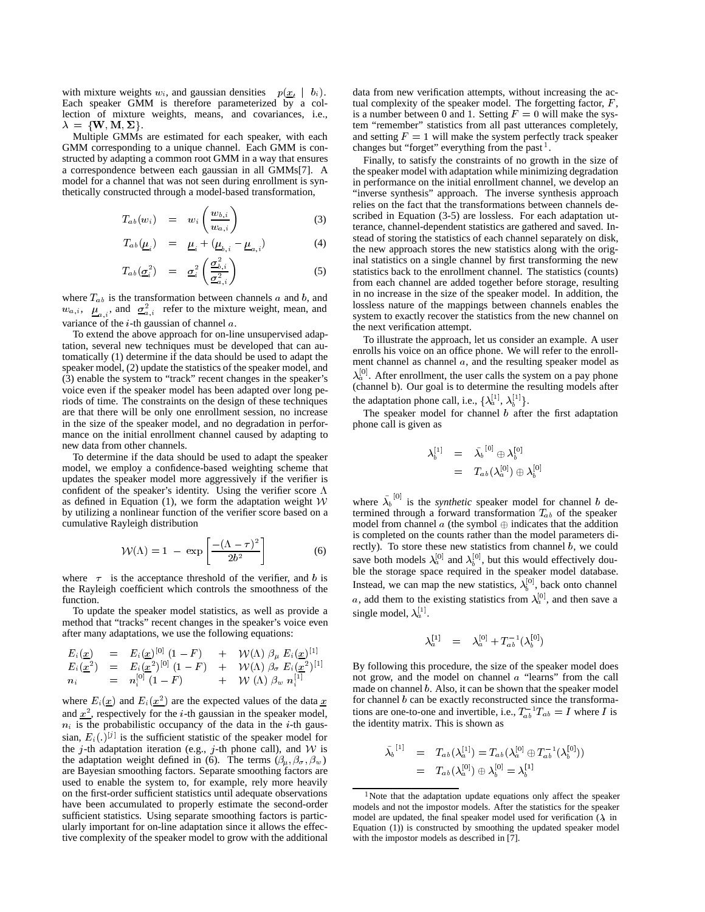with mixture weights $w_i$, and gaussian densities $p(\underline{x}_t \mid b_i)$. Each speaker GMM is therefore parameterized by a collection of mixture weights, means, and covariances, i.e., $\lambda = \{\mathbf{W}, \mathbf{M}, \mathbf{\Sigma}\}$.

Multiple GMMs are estimated for each speaker, with each GMM corresponding to a unique channel. Each GMM is constructed by adapting a common root GMM in a way that ensures a correspondence between each gaussian in all GMMs[7]. A model for a channel that was not seen during enrollment is synthetically constructed through a model-based transformation,

$$T_{ab}(w_i) = w_i \left( \frac{w_{b,i}}{w_{a,i}} \right) \quad (3)$$

$$T_{ab}(\underline{\mu}_i) = \underline{\mu}_i + (\underline{\mu}_{b,i} - \underline{\mu}_{a,i}) \quad (4)$$

$$T_{ab}(\underline{\sigma}_i^2) = \underline{\sigma}_i^2 \left( \frac{\underline{\sigma}_{b,i}^2}{\underline{\sigma}_{a,i}^2} \right) \quad (5)$$

where $T_{ab}$ is the transformation between channels $a$ and $b$, and $w_{a,i}$, $\underline{\mu}_{a,i}$, and $\underline{\sigma}_{a,i}^2$ refer to the mixture weight, mean, and variance of the $i$-th gaussian of channel $a$.

To extend the above approach for on-line unsupervised adaptation, several new techniques must be developed that can automatically (1) determine if the data should be used to adapt the speaker model, (2) update the statistics of the speaker model, and (3) enable the system to "track" recent changes in the speaker's voice even if the speaker model has been adapted over long periods of time. The constraints on the design of these techniques are that there will be only one enrollment session, no increase in the size of the speaker model, and no degradation in performance on the initial enrollment channel caused by adapting to new data from other channels.

To determine if the data should be used to adapt the speaker model, we employ a confidence-based weighting scheme that updates the speaker model more aggressively if the verifier is confident of the speaker's identity. Using the verifier score $\Lambda$ as defined in Equation (1), we form the adaptation weight $\mathcal{W}$ by utilizing a nonlinear function of the verifier score based on a cumulative Rayleigh distribution

$$\mathcal{W}(\Lambda) = 1 - \exp\left[ \frac{-(\Lambda - \tau)^2}{2b^2} \right] \quad (6)$$

where $\tau$ is the acceptance threshold of the verifier, and $b$ is the Rayleigh coefficient which controls the smoothness of the function.

To update the speaker model statistics, as well as provide a method that "tracks" recent changes in the speaker's voice even after many adaptations, we use the following equations:

$$\begin{aligned}
E_i(\underline{x}) &= E_i(\underline{x})^{[0]}\,(1-F) &+& \quad \mathcal{W}(\Lambda)\,\beta_\mu\,E_i(\underline{x})^{[1]} \\
E_i(\underline{x}^2) &= E_i(\underline{x}^2)^{[0]}\,(1-F) &+& \quad \mathcal{W}(\Lambda)\,\beta_\sigma\,E_i(\underline{x}^2)^{[1]} \\
n_i &= n_i^{[0]}\,(1-F) &+& \quad \mathcal{W}(\Lambda)\,\beta_w\,n_i^{[1]}
\end{aligned}$$

where $E_i(\underline{x})$ and $E_i(\underline{x}^2)$ are the expected values of the data $\underline{x}$ and $\underline{x}^2$, respectively for the $i$-th gaussian in the speaker model, $n_i$ is the probabilistic occupancy of the data in the $i$-th gaussian, $E_i(.)^{[j]}$ is the sufficient statistic of the speaker model for the $j$-th adaptation iteration (e.g., $j$-th phone call), and $\mathcal{W}$ is the adaptation weight defined in (6). The terms $(\beta_\mu, \beta_\sigma, \beta_w)$ are Bayesian smoothing factors. Separate smoothing factors are used to enable the system to, for example, rely more heavily on the first-order sufficient statistics until adequate observations have been accumulated to properly estimate the second-order sufficient statistics. Using separate smoothing factors is particularly important for on-line adaptation since it allows the effective complexity of the speaker model to grow with the additional data from new verification attempts, without increasing the actual complexity of the speaker model. The forgetting factor, $F$, is a number between 0 and 1. Setting $F = 0$ will make the system "remember" statistics from all past utterances completely, and setting $F = 1$ will make the system perfectly track speaker changes but "forget" everything from the past[1].

Finally, to satisfy the constraints of no growth in the size of the speaker model with adaptation while minimizing degradation in performance on the initial enrollment channel, we develop an "inverse synthesis" approach. The inverse synthesis approach relies on the fact that the transformations between channels described in Equation (3-5) are lossless. For each adaptation utterance, channel-dependent statistics are gathered and saved. Instead of storing the statistics of each channel separately on disk, the new approach stores the new statistics along with the original statistics on a single channel by first transforming the new statistics back to the enrollment channel. The statistics (counts) from each channel are added together before storage, resulting in no increase in the size of the speaker model. In addition, the lossless nature of the mappings between channels enables the system to exactly recover the statistics from the new channel on the next verification attempt.

To illustrate the approach, let us consider an example. A user enrolls his voice on an office phone. We will refer to the enrollment channel as channel $a$, and the resulting speaker model as $\lambda_a^{[0]}$. After enrollment, the user calls the system on a pay phone (channel b). Our goal is to determine the resulting models after the adaptation phone call, i.e., $\{\lambda_a^{[1]}, \lambda_b^{[1]}\}$.

The speaker model for channel $b$ after the first adaptation phone call is given as

$$\begin{aligned}
\lambda_b^{[1]} &= \bar{\lambda}_b^{[0]} \oplus \lambda_b^{[0]} \\
&= T_{ab}(\lambda_a^{[0]}) \oplus \lambda_b^{[0]}
\end{aligned}$$

where $\bar{\lambda}_b^{[0]}$ is the *synthetic* speaker model for channel $b$ determined through a forward transformation $T_{ab}$ of the speaker model from channel $a$ (the symbol $\oplus$ indicates that the addition is completed on the counts rather than the model parameters directly). To store these new statistics from channel $b$, we could save both models $\lambda_a^{[0]}$ and $\lambda_b^{[0]}$, but this would effectively double the storage space required in the speaker model database. Instead, we can map the new statistics, $\lambda_b^{[0]}$, back onto channel $a$, add them to the existing statistics from $\lambda_a^{[0]}$, and then save a single model, $\lambda_a^{[1]}$.

$$\lambda_a^{[1]} = \lambda_a^{[0]} + T_{ab}^{-1}(\lambda_b^{[0]})$$

By following this procedure, the size of the speaker model does not grow, and the model on channel $a$ "learns" from the call made on channel $b$. Also, it can be shown that the speaker model for channel $b$ can be exactly reconstructed since the transformations are one-to-one and invertible, i.e., $T_{ab}^{-1} T_{ab} = I$ where $I$ is the identity matrix. This is shown as

$$\begin{aligned}
\bar{\lambda}_b^{[1]} &= T_{ab}(\lambda_a^{[1]}) = T_{ab}(\lambda_a^{[0]} \oplus T_{ab}^{-1}(\lambda_b^{[0]})) \\
&= T_{ab}(\lambda_a^{[0]}) \oplus \lambda_b^{[0]} = \lambda_b^{[1]}
\end{aligned}$$

[1] Note that the adaptation update equations only affect the speaker models and not the impostor models. After the statistics for the speaker model are updated, the final speaker model used for verification ($\lambda$ in Equation (1)) is constructed by smoothing the updated speaker model with the impostor models as described in [7].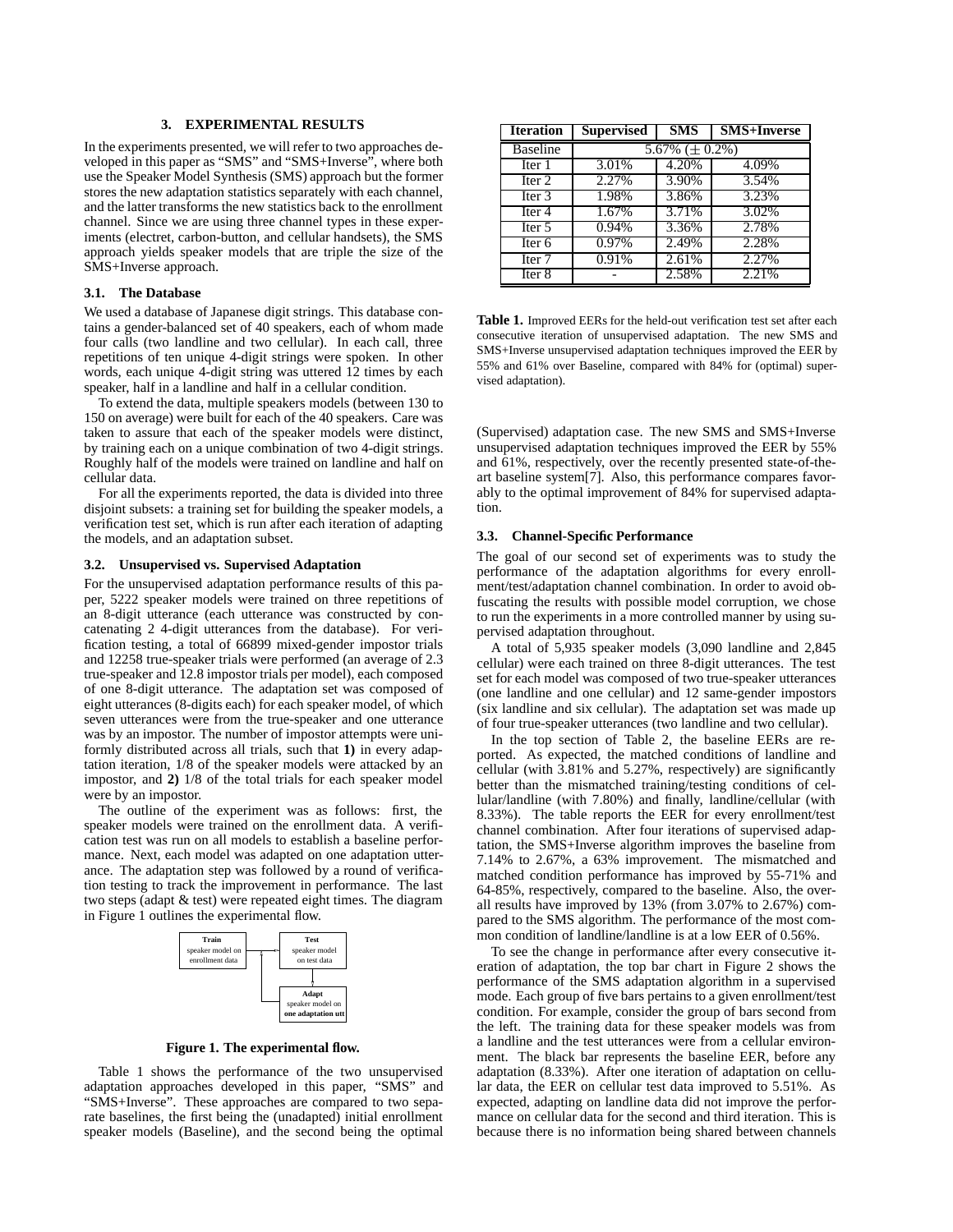## 3. EXPERIMENTAL RESULTS

In the experiments presented, we will refer to two approaches developed in this paper as "SMS" and "SMS+Inverse", where both use the Speaker Model Synthesis (SMS) approach but the former stores the new adaptation statistics separately with each channel, and the latter transforms the new statistics back to the enrollment channel. Since we are using three channel types in these experiments (electret, carbon-button, and cellular handsets), the SMS approach yields speaker models that are triple the size of the SMS+Inverse approach.

### 3.1. The Database

We used a database of Japanese digit strings. This database contains a gender-balanced set of 40 speakers, each of whom made four calls (two landline and two cellular). In each call, three repetitions of ten unique 4-digit strings were spoken. In other words, each unique 4-digit string was uttered 12 times by each speaker, half in a landline and half in a cellular condition.

To extend the data, multiple speakers models (between 130 to 150 on average) were built for each of the 40 speakers. Care was taken to assure that each of the speaker models were distinct, by training each on a unique combination of two 4-digit strings. Roughly half of the models were trained on landline and half on cellular data.

For all the experiments reported, the data is divided into three disjoint subsets: a training set for building the speaker models, a verification test set, which is run after each iteration of adapting the models, and an adaptation subset.

### 3.2. Unsupervised vs. Supervised Adaptation

For the unsupervised adaptation performance results of this paper, 5222 speaker models were trained on three repetitions of an 8-digit utterance (each utterance was constructed by concatenating 2 4-digit utterances from the database). For verification testing, a total of 66899 mixed-gender impostor trials and 12258 true-speaker trials were performed (an average of 2.3 true-speaker and 12.8 impostor trials per model), each composed of one 8-digit utterance. The adaptation set was composed of eight utterances (8-digits each) for each speaker model, of which seven utterances were from the true-speaker and one utterance was by an impostor. The number of impostor attempts were uniformly distributed across all trials, such that **1)** in every adaptation iteration, 1/8 of the speaker models were attacked by an impostor, and **2)** 1/8 of the total trials for each speaker model were by an impostor.

The outline of the experiment was as follows: first, the speaker models were trained on the enrollment data. A verification test was run on all models to establish a baseline performance. Next, each model was adapted on one adaptation utterance. The adaptation step was followed by a round of verification testing to track the improvement in performance. The last two steps (adapt & test) were repeated eight times. The diagram in Figure 1 outlines the experimental flow.

**Train** speaker model on enrollment data → **Test** speaker model on test data ↔ **Adapt** speaker model on **one adaptation utt**

**Figure 1. The experimental flow.**

Table 1 shows the performance of the two unsupervised adaptation approaches developed in this paper, "SMS" and "SMS+Inverse". These approaches are compared to two separate baselines, the first being the (unadapted) initial enrollment speaker models (Baseline), and the second being the optimal (Supervised) adaptation case. The new SMS and SMS+Inverse unsupervised adaptation techniques improved the EER by 55% and 61%, respectively, over the recently presented state-of-the-art baseline system[7]. Also, this performance compares favorably to the optimal improvement of 84% for supervised adaptation.

| Iteration | Supervised | SMS | SMS+Inverse |
|---|---|---|---|
| Baseline | 5.67% ($\pm$ 0.2%) | | |
| Iter 1 | 3.01% | 4.20% | 4.09% |
| Iter 2 | 2.27% | 3.90% | 3.54% |
| Iter 3 | 1.98% | 3.86% | 3.23% |
| Iter 4 | 1.67% | 3.71% | 3.02% |
| Iter 5 | 0.94% | 3.36% | 2.78% |
| Iter 6 | 0.97% | 2.49% | 2.28% |
| Iter 7 | 0.91% | 2.61% | 2.27% |
| Iter 8 | - | 2.58% | 2.21% |

**Table 1.** Improved EERs for the held-out verification test set after each consecutive iteration of unsupervised adaptation. The new SMS and SMS+Inverse unsupervised adaptation techniques improved the EER by 55% and 61% over Baseline, compared with 84% for (optimal) supervised adaptation).

### 3.3. Channel-Specific Performance

The goal of our second set of experiments was to study the performance of the adaptation algorithms for every enrollment/test/adaptation channel combination. In order to avoid obfuscating the results with possible model corruption, we chose to run the experiments in a more controlled manner by using supervised adaptation throughout.

A total of 5,935 speaker models (3,090 landline and 2,845 cellular) were each trained on three 8-digit utterances. The test set for each model was composed of two true-speaker utterances (one landline and one cellular) and 12 same-gender impostors (six landline and six cellular). The adaptation set was made up of four true-speaker utterances (two landline and two cellular).

In the top section of Table 2, the baseline EERs are reported. As expected, the matched conditions of landline and cellular (with 3.81% and 5.27%, respectively) are significantly better than the mismatched training/testing conditions of cellular/landline (with 7.80%) and finally, landline/cellular (with 8.33%). The table reports the EER for every enrollment/test channel combination. After four iterations of supervised adaptation, the SMS+Inverse algorithm improves the baseline from 7.14% to 2.67%, a 63% improvement. The mismatched and matched condition performance has improved by 55-71% and 64-85%, respectively, compared to the baseline. Also, the overall results have improved by 13% (from 3.07% to 2.67%) compared to the SMS algorithm. The performance of the most common condition of landline/landline is at a low EER of 0.56%.

To see the change in performance after every consecutive iteration of adaptation, the top bar chart in Figure 2 shows the performance of the SMS adaptation algorithm in a supervised mode. Each group of five bars pertains to a given enrollment/test condition. For example, consider the group of bars second from the left. The training data for these speaker models was from a landline and the test utterances were from a cellular environment. The black bar represents the baseline EER, before any adaptation (8.33%). After one iteration of adaptation on cellular data, the EER on cellular test data improved to 5.51%. As expected, adapting on landline data did not improve the performance on cellular data for the second and third iteration. This is because there is no information being shared between channels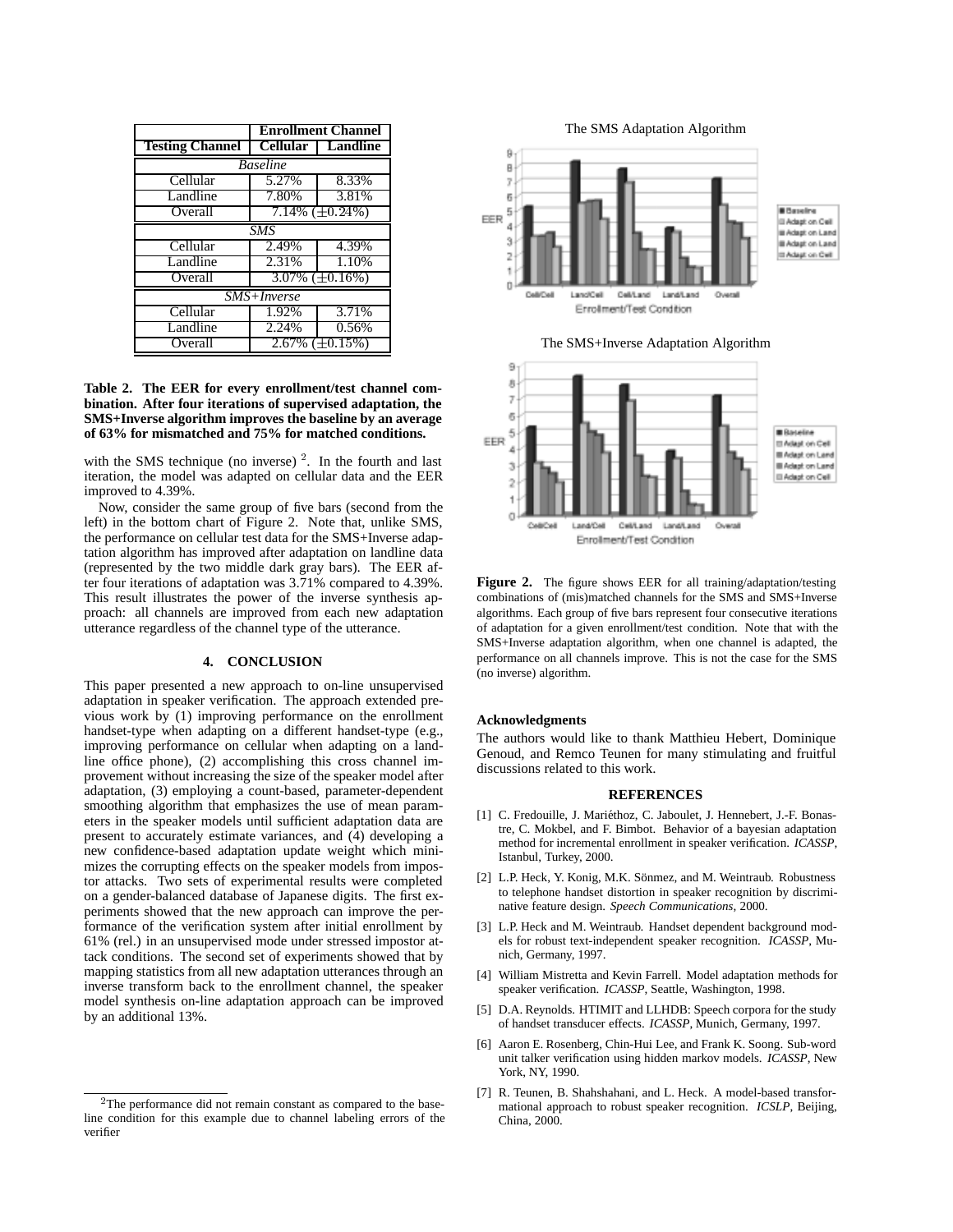| | Enrollment Channel | |
|---|---|---|
| Testing Channel | Cellular | Landline |
| *Baseline* | | |
| Cellular | 5.27% | 8.33% |
| Landline | 7.80% | 3.81% |
| Overall | 7.14% ($\pm$0.24%) | |
| *SMS* | | |
| Cellular | 2.49% | 4.39% |
| Landline | 2.31% | 1.10% |
| Overall | 3.07% ($\pm$0.16%) | |
| *SMS+Inverse* | | |
| Cellular | 1.92% | 3.71% |
| Landline | 2.24% | 0.56% |
| Overall | 2.67% ($\pm$0.15%) | |

**Table 2. The EER for every enrollment/test channel combination. After four iterations of supervised adaptation, the SMS+Inverse algorithm improves the baseline by an average of 63% for mismatched and 75% for matched conditions.**

with the SMS technique (no inverse) [2]. In the fourth and last iteration, the model was adapted on cellular data and the EER improved to 4.39%.

Now, consider the same group of five bars (second from the left) in the bottom chart of Figure 2. Note that, unlike SMS, the performance on cellular test data for the SMS+Inverse adaptation algorithm has improved after adaptation on landline data (represented by the two middle dark gray bars). The EER after four iterations of adaptation was 3.71% compared to 4.39%. This result illustrates the power of the inverse synthesis approach: all channels are improved from each new adaptation utterance regardless of the channel type of the utterance.

## 4. CONCLUSION

This paper presented a new approach to on-line unsupervised adaptation in speaker verification. The approach extended previous work by (1) improving performance on the enrollment handset-type when adapting on a different handset-type (e.g., improving performance on cellular when adapting on a landline office phone), (2) accomplishing this cross channel improvement without increasing the size of the speaker model after adaptation, (3) employing a count-based, parameter-dependent smoothing algorithm that emphasizes the use of mean parameters in the speaker models until sufficient adaptation data are present to accurately estimate variances, and (4) developing a new confidence-based adaptation update weight which minimizes the corrupting effects on the speaker models from impostor attacks. Two sets of experimental results were completed on a gender-balanced database of Japanese digits. The first experiments showed that the new approach can improve the performance of the verification system after initial enrollment by 61% (rel.) in an unsupervised mode under stressed impostor attack conditions. The second set of experiments showed that by mapping statistics from all new adaptation utterances through an inverse transform back to the enrollment channel, the speaker model synthesis on-line adaptation approach can be improved by an additional 13%.

[2]The performance did not remain constant as compared to the baseline condition for this example due to channel labeling errors of the verifier

The SMS Adaptation Algorithm

EER

0 1 2 3 4 5 6 7 8 9

Cell/Cell Land/Cell Cell/Land Land/Land Overall

Enrollment/Test Condition

Baseline
Adapt on Cell
Adapt on Land
Adapt on Land
Adapt on Cell

The SMS+Inverse Adaptation Algorithm

EER

0 1 2 3 4 5 6 7 8 9

Cell/Cell Land/Cell Cell/Land Land/Land Overall

Enrollment/Test Condition

Baseline
Adapt on Cell
Adapt on Land
Adapt on Land
Adapt on Cell

**Figure 2.** The figure shows EER for all training/adaptation/testing combinations of (mis)matched channels for the SMS and SMS+Inverse algorithms. Each group of five bars represent four consecutive iterations of adaptation for a given enrollment/test condition. Note that with the SMS+Inverse adaptation algorithm, when one channel is adapted, the performance on all channels improve. This is not the case for the SMS (no inverse) algorithm.

### Acknowledgments

The authors would like to thank Matthieu Hebert, Dominique Genoud, and Remco Teunen for many stimulating and fruitful discussions related to this work.

## REFERENCES

[1] C. Fredouille, J. Mariéthoz, C. Jaboulet, J. Hennebert, J.-F. Bonastre, C. Mokbel, and F. Bimbot. Behavior of a bayesian adaptation method for incremental enrollment in speaker verification. *ICASSP*, Istanbul, Turkey, 2000.

[2] L.P. Heck, Y. Konig, M.K. Sönmez, and M. Weintraub. Robustness to telephone handset distortion in speaker recognition by discriminative feature design. *Speech Communications*, 2000.

[3] L.P. Heck and M. Weintraub. Handset dependent background models for robust text-independent speaker recognition. *ICASSP*, Munich, Germany, 1997.

[4] William Mistretta and Kevin Farrell. Model adaptation methods for speaker verification. *ICASSP*, Seattle, Washington, 1998.

[5] D.A. Reynolds. HTIMIT and LLHDB: Speech corpora for the study of handset transducer effects. *ICASSP*, Munich, Germany, 1997.

[6] Aaron E. Rosenberg, Chin-Hui Lee, and Frank K. Soong. Sub-word unit talker verification using hidden markov models. *ICASSP*, New York, NY, 1990.

[7] R. Teunen, B. Shahshahani, and L. Heck. A model-based transformational approach to robust speaker recognition. *ICSLP*, Beijing, China, 2000.